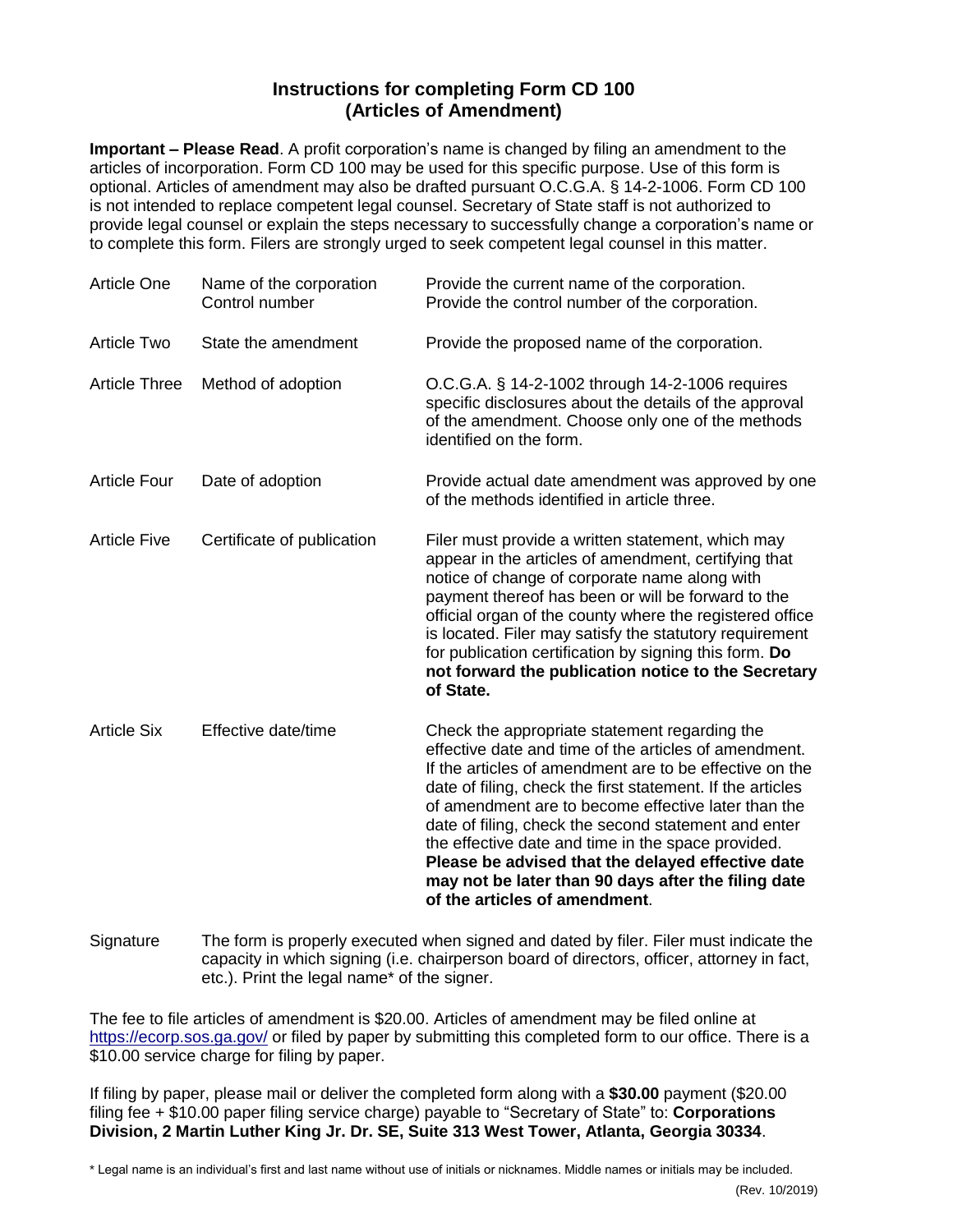## Instructions for completing Form CD 100 (Articles of Amendment)

**Important – Please Read**. A profit corporation's name is changed by filing an amendment to the articles of incorporation. Form CD 100 may be used for this specific purpose. Use of this form is optional. Articles of amendment may also be drafted pursuant O.C.G.A. § 14-2-1006. Form CD 100 is not intended to replace competent legal counsel. Secretary of State staff is not authorized to provide legal counsel or explain the steps necessary to successfully change a corporation's name or to complete this form. Filers are strongly urged to seek competent legal counsel in this matter.

| | | |
|---|---|---|
| Article One | Name of the corporation<br>Control number | Provide the current name of the corporation.<br>Provide the control number of the corporation. |
| Article Two | State the amendment | Provide the proposed name of the corporation. |
| Article Three | Method of adoption | O.C.G.A. § 14-2-1002 through 14-2-1006 requires specific disclosures about the details of the approval of the amendment. Choose only one of the methods identified on the form. |
| Article Four | Date of adoption | Provide actual date amendment was approved by one of the methods identified in article three. |
| Article Five | Certificate of publication | Filer must provide a written statement, which may appear in the articles of amendment, certifying that notice of change of corporate name along with payment thereof has been or will be forward to the official organ of the county where the registered office is located. Filer may satisfy the statutory requirement for publication certification by signing this form. **Do not forward the publication notice to the Secretary of State.** |
| Article Six | Effective date/time | Check the appropriate statement regarding the effective date and time of the articles of amendment. If the articles of amendment are to be effective on the date of filing, check the first statement. If the articles of amendment are to become effective later than the date of filing, check the second statement and enter the effective date and time in the space provided. **Please be advised that the delayed effective date may not be later than 90 days after the filing date of the articles of amendment**. |

Signature — The form is properly executed when signed and dated by filer. Filer must indicate the capacity in which signing (i.e. chairperson board of directors, officer, attorney in fact, etc.). Print the legal name* of the signer.

The fee to file articles of amendment is $20.00. Articles of amendment may be filed online at https://ecorp.sos.ga.gov/ or filed by paper by submitting this completed form to our office. There is a $10.00 service charge for filing by paper.

If filing by paper, please mail or deliver the completed form along with a **$30.00** payment ($20.00 filing fee + $10.00 paper filing service charge) payable to "Secretary of State" to: **Corporations Division, 2 Martin Luther King Jr. Dr. SE, Suite 313 West Tower, Atlanta, Georgia 30334**.

\* Legal name is an individual's first and last name without use of initials or nicknames. Middle names or initials may be included.

(Rev. 10/2019)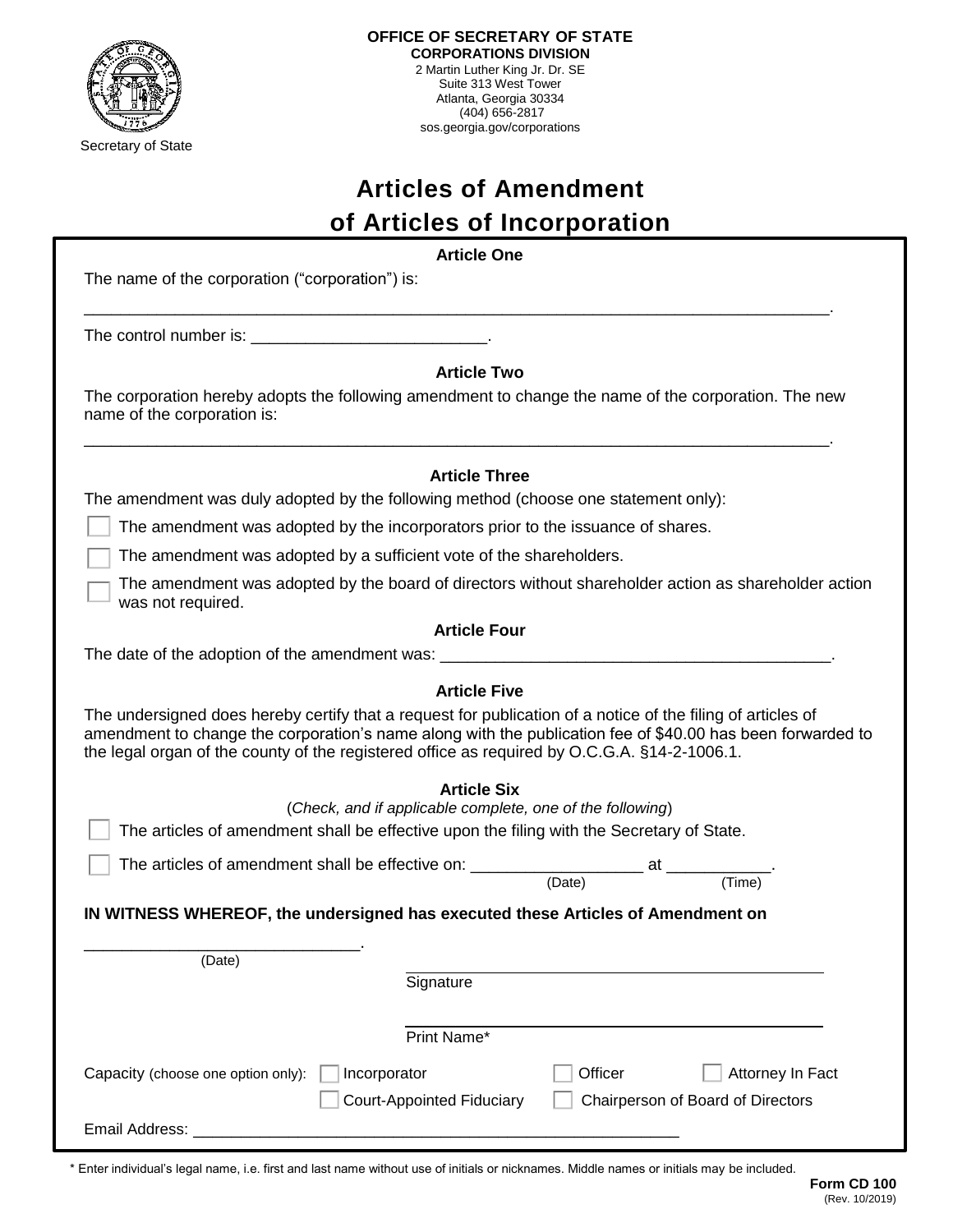Secretary of State

**OFFICE OF SECRETARY OF STATE**
**CORPORATIONS DIVISION**
2 Martin Luther King Jr. Dr. SE
Suite 313 West Tower
Atlanta, Georgia 30334
(404) 656-2817
sos.georgia.gov/corporations

# Articles of Amendment of Articles of Incorporation

### Article One

The name of the corporation ("corporation") is:

_________________________________________________________________________________.

The control number is: _________________________.

### Article Two

The corporation hereby adopts the following amendment to change the name of the corporation. The new name of the corporation is:

_________________________________________________________________________________.

### Article Three

The amendment was duly adopted by the following method (choose one statement only):

☐ The amendment was adopted by the incorporators prior to the issuance of shares.

☐ The amendment was adopted by a sufficient vote of the shareholders.

☐ The amendment was adopted by the board of directors without shareholder action as shareholder action was not required.

### Article Four

The date of the adoption of the amendment was: __________________________________________.

### Article Five

The undersigned does hereby certify that a request for publication of a notice of the filing of articles of amendment to change the corporation's name along with the publication fee of $40.00 has been forwarded to the legal organ of the county of the registered office as required by O.C.G.A. §14-2-1006.1.

### Article Six

(*Check, and if applicable complete, one of the following*)

☐ The articles of amendment shall be effective upon the filing with the Secretary of State.

☐ The articles of amendment shall be effective on: __________________ at ___________.
(Date) (Time)

**IN WITNESS WHEREOF, the undersigned has executed these Articles of Amendment on**

_____________________________.
(Date)

_____________________________
Signature

_____________________________
Print Name*

Capacity (choose one option only): ☐ Incorporator ☐ Officer ☐ Attorney In Fact ☐ Court-Appointed Fiduciary ☐ Chairperson of Board of Directors

Email Address: _______________________________________________________

\* Enter individual's legal name, i.e. first and last name without use of initials or nicknames. Middle names or initials may be included.

**Form CD 100**
(Rev. 10/2019)